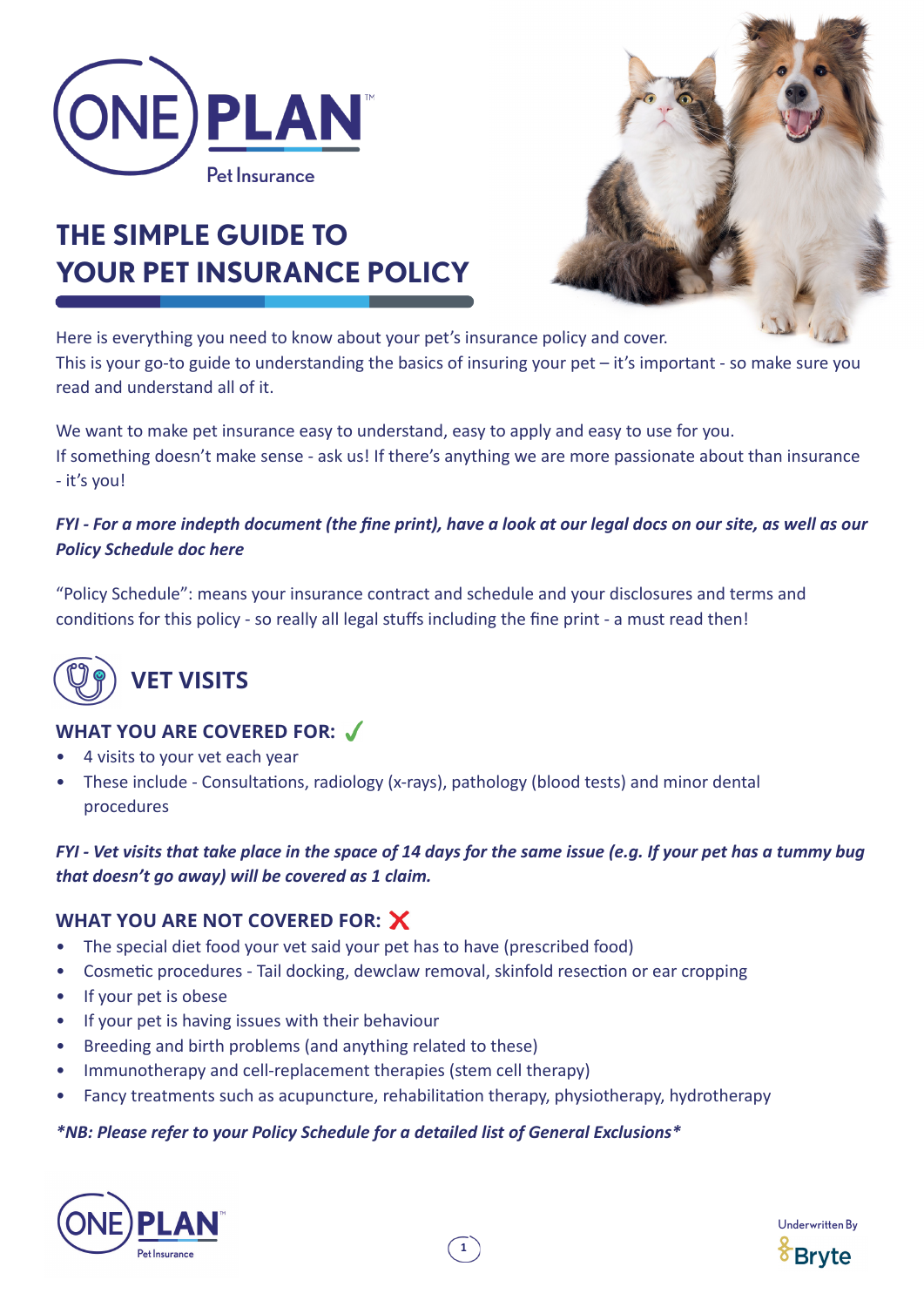# THE SIMPLE GUIDE TO YOUR PET INSURANCE POLICY

Here is everything you need to know about your pet's insurance policy and cover.
This is your go-to guide to understanding the basics of insuring your pet – it's important - so make sure you read and understand all of it.

We want to make pet insurance easy to understand, easy to apply and easy to use for you.
If something doesn't make sense - ask us! If there's anything we are more passionate about than insurance - it's you!

***FYI - For a more indepth document (the fine print), have a look at our legal docs on our site, as well as our Policy Schedule doc here***

"Policy Schedule": means your insurance contract and schedule and your disclosures and terms and conditions for this policy - so really all legal stuffs including the fine print - a must read then!

## VET VISITS

### WHAT YOU ARE COVERED FOR: ✓

- 4 visits to your vet each year
- These include - Consultations, radiology (x-rays), pathology (blood tests) and minor dental procedures

***FYI - Vet visits that take place in the space of 14 days for the same issue (e.g. If your pet has a tummy bug that doesn't go away) will be covered as 1 claim.***

### WHAT YOU ARE NOT COVERED FOR: ✗

- The special diet food your vet said your pet has to have (prescribed food)
- Cosmetic procedures - Tail docking, dewclaw removal, skinfold resection or ear cropping
- If your pet is obese
- If your pet is having issues with their behaviour
- Breeding and birth problems (and anything related to these)
- Immunotherapy and cell-replacement therapies (stem cell therapy)
- Fancy treatments such as acupuncture, rehabilitation therapy, physiotherapy, hydrotherapy

***\*NB: Please refer to your Policy Schedule for a detailed list of General Exclusions\****

Underwritten By Bryte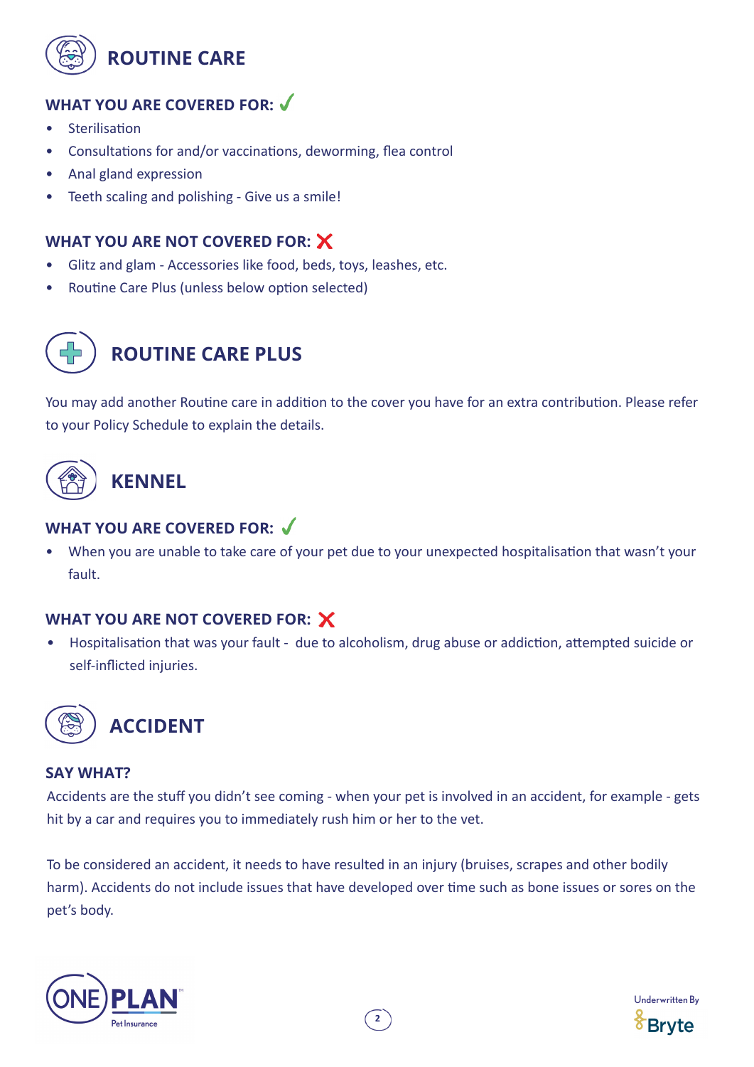# ROUTINE CARE

### WHAT YOU ARE COVERED FOR: ✓

- Sterilisation
- Consultations for and/or vaccinations, deworming, flea control
- Anal gland expression
- Teeth scaling and polishing - Give us a smile!

### WHAT YOU ARE NOT COVERED FOR: ✗

- Glitz and glam - Accessories like food, beds, toys, leashes, etc.
- Routine Care Plus (unless below option selected)

# ROUTINE CARE PLUS

You may add another Routine care in addition to the cover you have for an extra contribution. Please refer to your Policy Schedule to explain the details.

# KENNEL

### WHAT YOU ARE COVERED FOR: ✓

- When you are unable to take care of your pet due to your unexpected hospitalisation that wasn't your fault.

### WHAT YOU ARE NOT COVERED FOR: ✗

- Hospitalisation that was your fault - due to alcoholism, drug abuse or addiction, attempted suicide or self-inflicted injuries.

# ACCIDENT

### SAY WHAT?

Accidents are the stuff you didn't see coming - when your pet is involved in an accident, for example - gets hit by a car and requires you to immediately rush him or her to the vet.

To be considered an accident, it needs to have resulted in an injury (bruises, scrapes and other bodily harm). Accidents do not include issues that have developed over time such as bone issues or sores on the pet's body.

ONE PLAN Pet Insurance

Underwritten By Bryte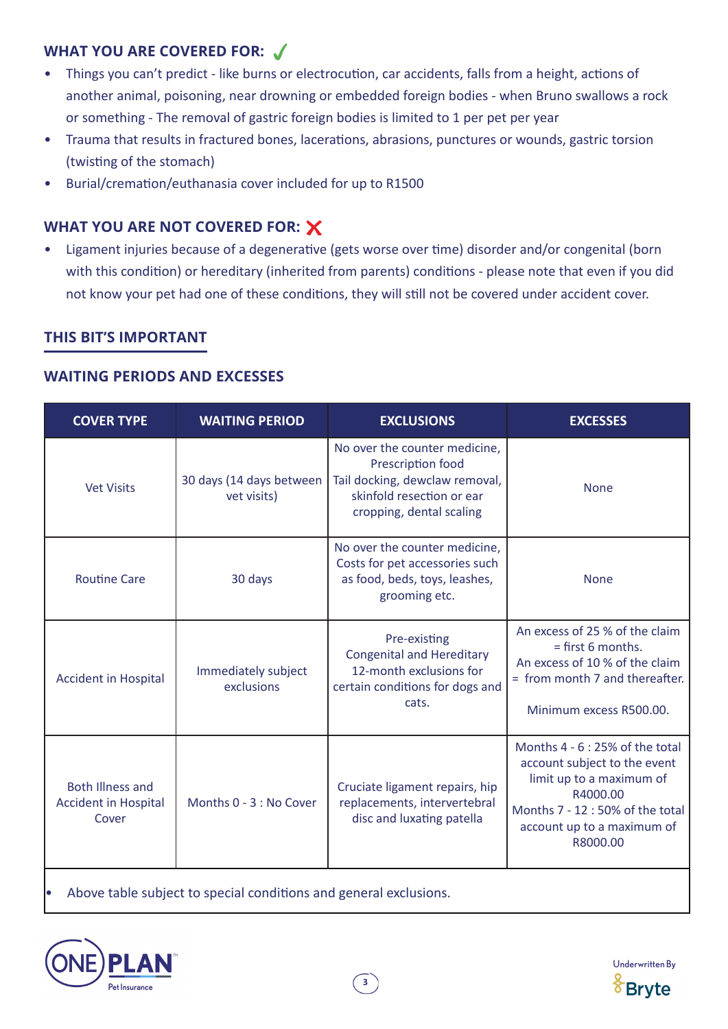## WHAT YOU ARE COVERED FOR: ✓

- Things you can't predict - like burns or electrocution, car accidents, falls from a height, actions of another animal, poisoning, near drowning or embedded foreign bodies - when Bruno swallows a rock or something - The removal of gastric foreign bodies is limited to 1 per pet per year
- Trauma that results in fractured bones, lacerations, abrasions, punctures or wounds, gastric torsion (twisting of the stomach)
- Burial/cremation/euthanasia cover included for up to R1500

## WHAT YOU ARE NOT COVERED FOR: ✗

- Ligament injuries because of a degenerative (gets worse over time) disorder and/or congenital (born with this condition) or hereditary (inherited from parents) conditions - please note that even if you did not know your pet had one of these conditions, they will still not be covered under accident cover.

## THIS BIT'S IMPORTANT

### WAITING PERIODS AND EXCESSES

| COVER TYPE | WAITING PERIOD | EXCLUSIONS | EXCESSES |
|---|---|---|---|
| Vet Visits | 30 days (14 days between vet visits) | No over the counter medicine, Prescription food Tail docking, dewclaw removal, skinfold resection or ear cropping, dental scaling | None |
| Routine Care | 30 days | No over the counter medicine, Costs for pet accessories such as food, beds, toys, leashes, grooming etc. | None |
| Accident in Hospital | Immediately subject exclusions | Pre-existing Congenital and Hereditary 12-month exclusions for certain conditions for dogs and cats. | An excess of 25 % of the claim = first 6 months. An excess of 10 % of the claim = from month 7 and thereafter. Minimum excess R500.00. |
| Both Illness and Accident in Hospital Cover | Months 0 - 3 : No Cover | Cruciate ligament repairs, hip replacements, intervertebral disc and luxating patella | Months 4 - 6 : 25% of the total account subject to the event limit up to a maximum of R4000.00 Months 7 - 12 : 50% of the total account up to a maximum of R8000.00 |

- Above table subject to special conditions and general exclusions.

ONE PLAN Pet Insurance

Underwritten By Bryte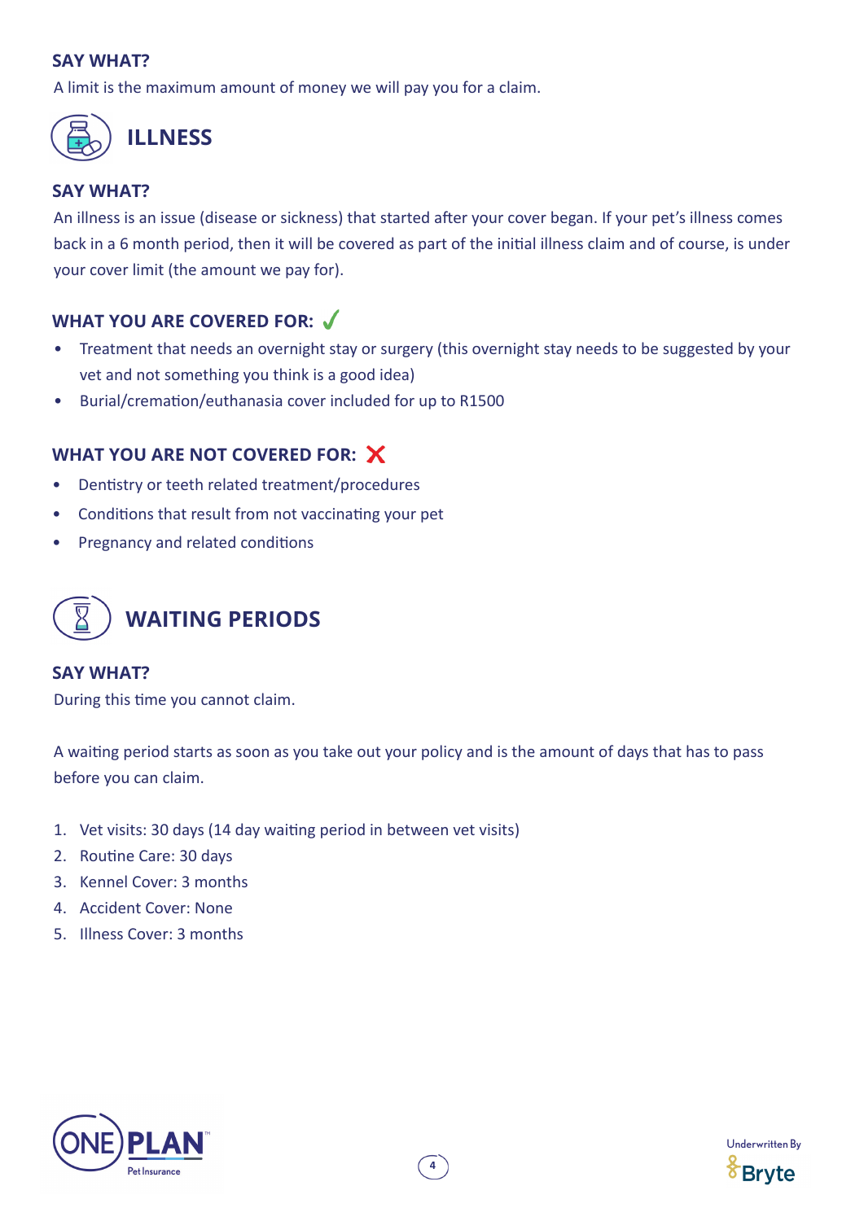### SAY WHAT?

A limit is the maximum amount of money we will pay you for a claim.

## ILLNESS

### SAY WHAT?

An illness is an issue (disease or sickness) that started after your cover began. If your pet's illness comes back in a 6 month period, then it will be covered as part of the initial illness claim and of course, is under your cover limit (the amount we pay for).

### WHAT YOU ARE COVERED FOR: ✓

- Treatment that needs an overnight stay or surgery (this overnight stay needs to be suggested by your vet and not something you think is a good idea)
- Burial/cremation/euthanasia cover included for up to R1500

### WHAT YOU ARE NOT COVERED FOR: ✗

- Dentistry or teeth related treatment/procedures
- Conditions that result from not vaccinating your pet
- Pregnancy and related conditions

## WAITING PERIODS

### SAY WHAT?

During this time you cannot claim.

A waiting period starts as soon as you take out your policy and is the amount of days that has to pass before you can claim.

1. Vet visits: 30 days (14 day waiting period in between vet visits)
2. Routine Care: 30 days
3. Kennel Cover: 3 months
4. Accident Cover: None
5. Illness Cover: 3 months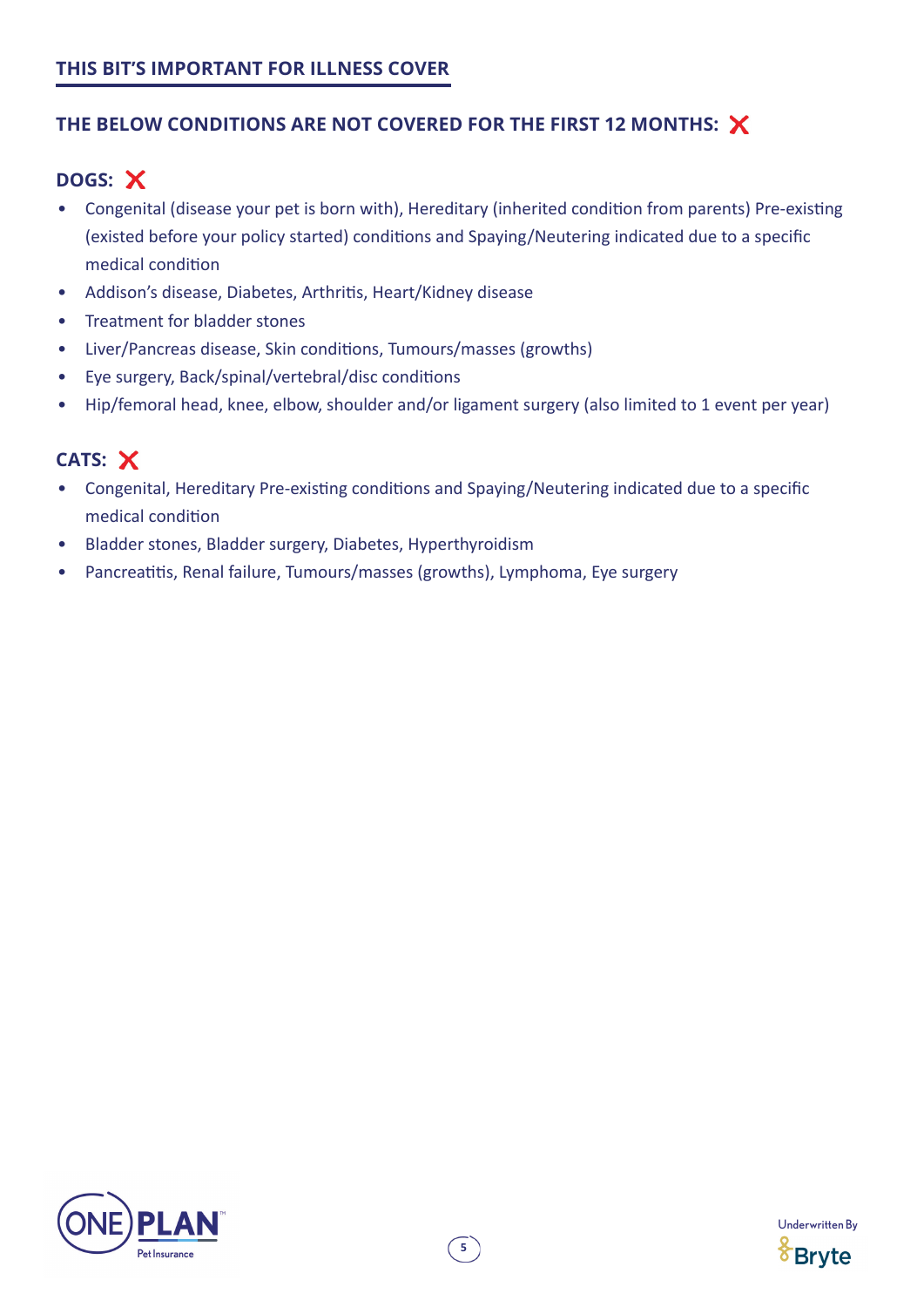## THIS BIT'S IMPORTANT FOR ILLNESS COVER

### THE BELOW CONDITIONS ARE NOT COVERED FOR THE FIRST 12 MONTHS: ❌

### DOGS: ❌

- Congenital (disease your pet is born with), Hereditary (inherited condition from parents) Pre-existing (existed before your policy started) conditions and Spaying/Neutering indicated due to a specific medical condition
- Addison's disease, Diabetes, Arthritis, Heart/Kidney disease
- Treatment for bladder stones
- Liver/Pancreas disease, Skin conditions, Tumours/masses (growths)
- Eye surgery, Back/spinal/vertebral/disc conditions
- Hip/femoral head, knee, elbow, shoulder and/or ligament surgery (also limited to 1 event per year)

### CATS: ❌

- Congenital, Hereditary Pre-existing conditions and Spaying/Neutering indicated due to a specific medical condition
- Bladder stones, Bladder surgery, Diabetes, Hyperthyroidism
- Pancreatitis, Renal failure, Tumours/masses (growths), Lymphoma, Eye surgery

ONE PLAN™ Pet Insurance

Underwritten By Bryte